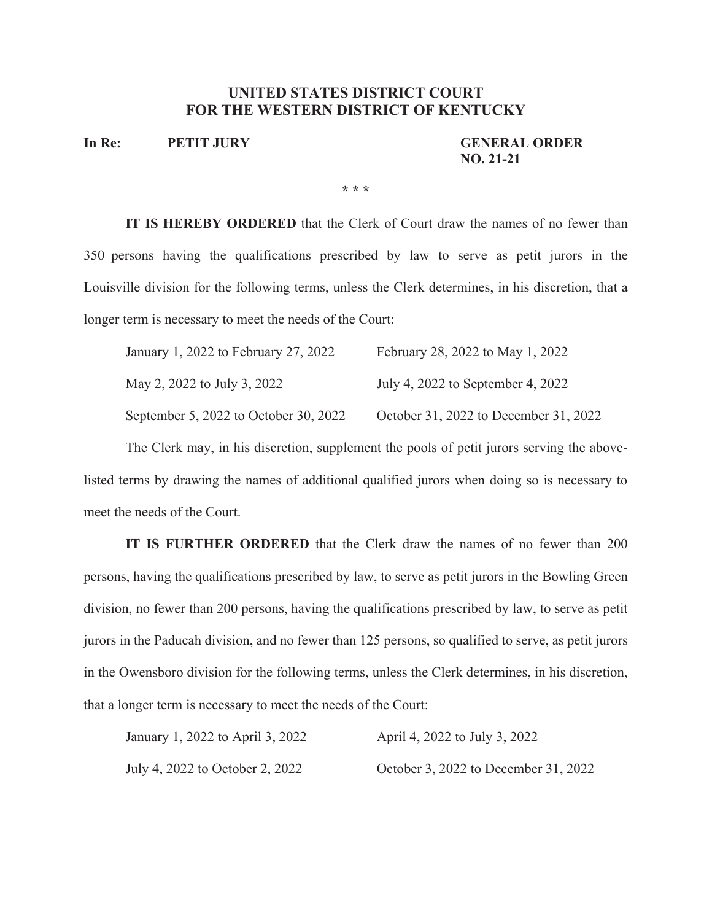# UNITED STATES DISTRICT COURT
# FOR THE WESTERN DISTRICT OF KENTUCKY

**In Re: PETIT JURY**

**GENERAL ORDER NO. 21-21**

\* \* \*

**IT IS HEREBY ORDERED** that the Clerk of Court draw the names of no fewer than 350 persons having the qualifications prescribed by law to serve as petit jurors in the Louisville division for the following terms, unless the Clerk determines, in his discretion, that a longer term is necessary to meet the needs of the Court:

| | |
|---|---|
| January 1, 2022 to February 27, 2022 | February 28, 2022 to May 1, 2022 |
| May 2, 2022 to July 3, 2022 | July 4, 2022 to September 4, 2022 |
| September 5, 2022 to October 30, 2022 | October 31, 2022 to December 31, 2022 |

The Clerk may, in his discretion, supplement the pools of petit jurors serving the above-listed terms by drawing the names of additional qualified jurors when doing so is necessary to meet the needs of the Court.

**IT IS FURTHER ORDERED** that the Clerk draw the names of no fewer than 200 persons, having the qualifications prescribed by law, to serve as petit jurors in the Bowling Green division, no fewer than 200 persons, having the qualifications prescribed by law, to serve as petit jurors in the Paducah division, and no fewer than 125 persons, so qualified to serve, as petit jurors in the Owensboro division for the following terms, unless the Clerk determines, in his discretion, that a longer term is necessary to meet the needs of the Court:

| | |
|---|---|
| January 1, 2022 to April 3, 2022 | April 4, 2022 to July 3, 2022 |
| July 4, 2022 to October 2, 2022 | October 3, 2022 to December 31, 2022 |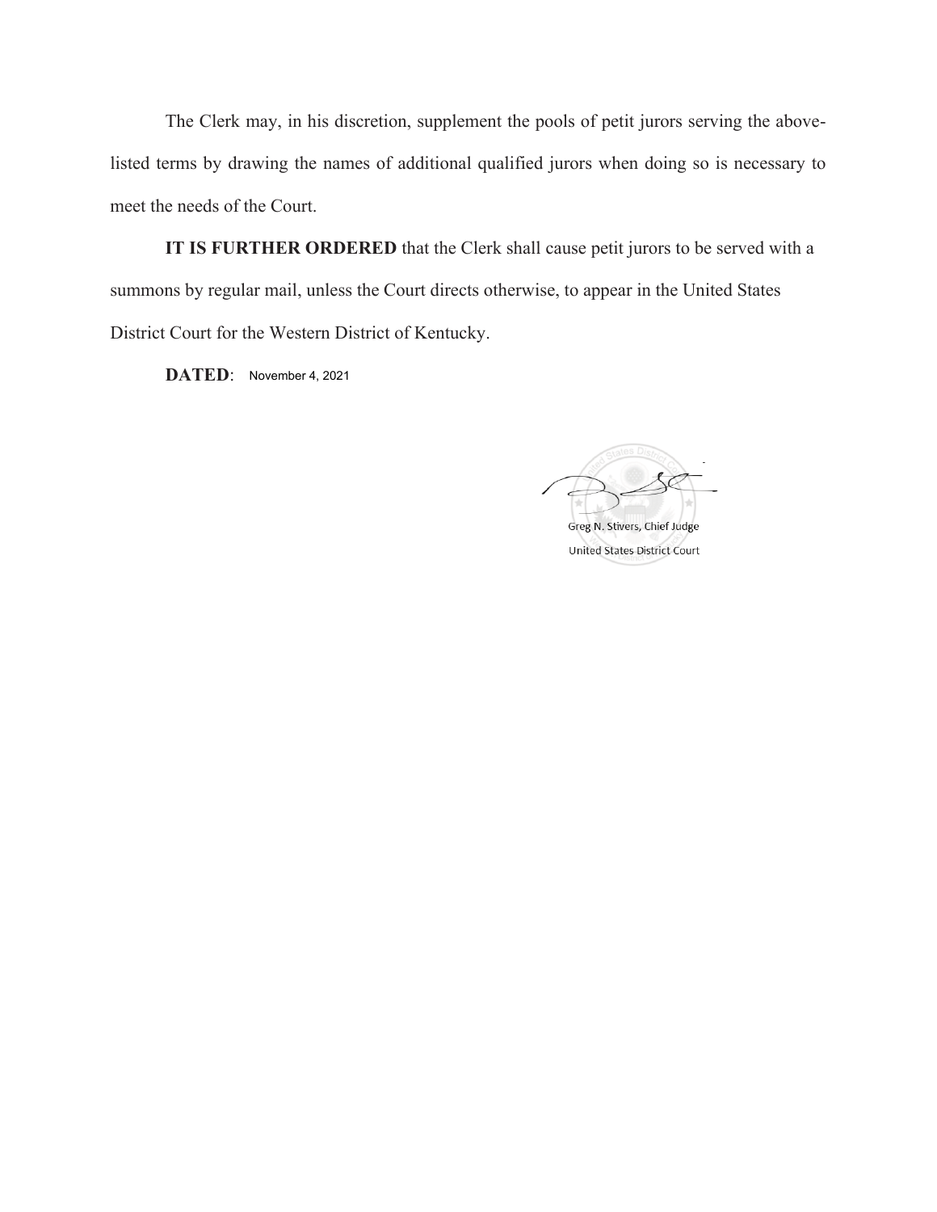The Clerk may, in his discretion, supplement the pools of petit jurors serving the above-listed terms by drawing the names of additional qualified jurors when doing so is necessary to meet the needs of the Court.

**IT IS FURTHER ORDERED** that the Clerk shall cause petit jurors to be served with a summons by regular mail, unless the Court directs otherwise, to appear in the United States District Court for the Western District of Kentucky.

**DATED**: November 4, 2021

Greg N. Stivers, Chief Judge
United States District Court